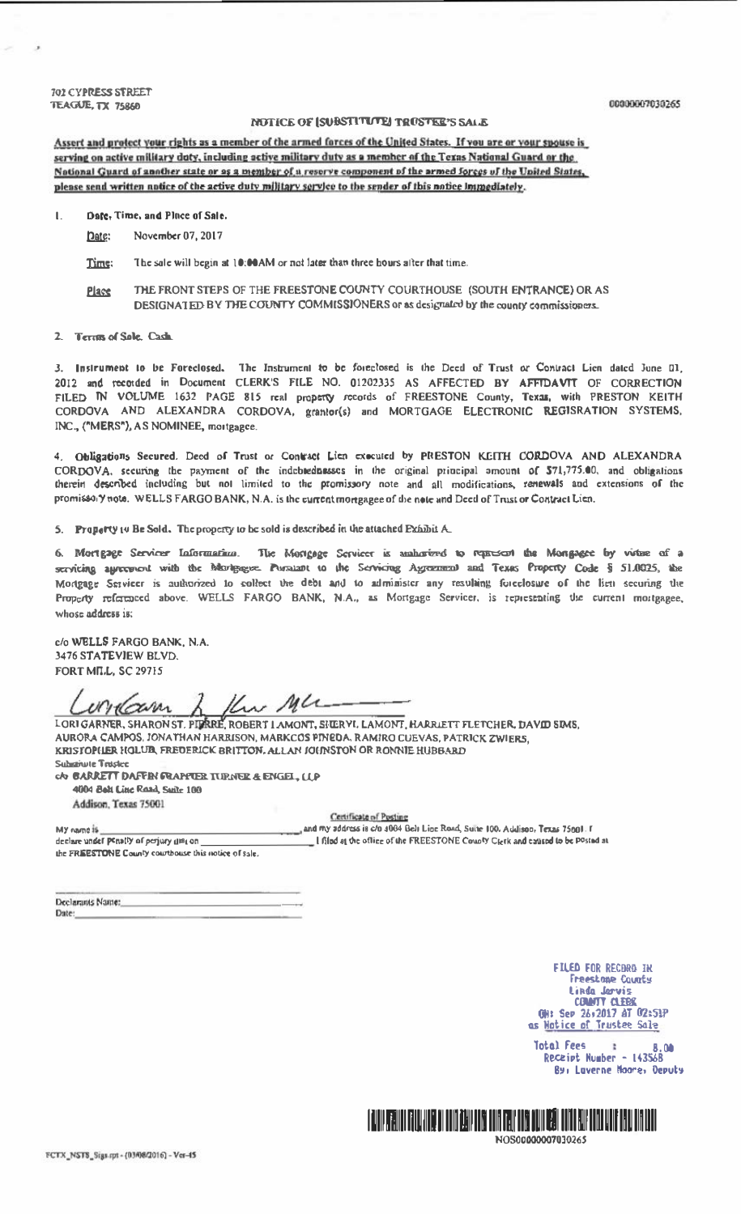702 CYPRESS STREET
TEAGUE, TX 75860

00000007030265

# NOTICE OF [SUBSTITUTE] TRUSTEE'S SALE

**Assert and protect your rights as a member of the armed forces of the United States. If you are or your spouse is serving on active military duty, including active military duty as a member of the Texas National Guard or the National Guard of another state or as a member of a reserve component of the armed forces of the United States, please send written notice of the active duty military service to the sender of this notice immediately.**

1. **Date, Time, and Place of Sale.**

   Date: November 07, 2017

   Time: The sale will begin at 10:00AM or not later than three hours after that time.

   Place: THE FRONT STEPS OF THE FREESTONE COUNTY COURTHOUSE (SOUTH ENTRANCE) OR AS DESIGNATED BY THE COUNTY COMMISSIONERS or as designated by the county commissioners.

2. **Terms of Sale.** Cash.

3. **Instrument to be Foreclosed.** The Instrument to be foreclosed is the Deed of Trust or Contract Lien dated June 01, 2012 and recorded in Document CLERK'S FILE NO. 01202335 AS AFFECTED BY AFFIDAVIT OF CORRECTION FILED IN VOLUME 1632 PAGE 815 real property records of FREESTONE County, Texas, with PRESTON KEITH CORDOVA AND ALEXANDRA CORDOVA, grantor(s) and MORTGAGE ELECTRONIC REGISRATION SYSTEMS, INC., ("MERS"), AS NOMINEE, mortgagee.

4. **Obligations Secured.** Deed of Trust or Contract Lien executed by PRESTON KEITH CORDOVA AND ALEXANDRA CORDOVA, securing the payment of the indebtednesses in the original principal amount of $71,775.00, and obligations therein described including but not limited to the promissory note and all modifications, renewals and extensions of the promissory note. WELLS FARGO BANK, N.A. is the current mortgagee of the note and Deed of Trust or Contract Lien.

5. **Property to Be Sold.** The property to be sold is described in the attached Exhibit A.

6. **Mortgage Servicer Information.** The Mortgage Servicer is authorized to represent the Mortgagee by virtue of a servicing agreement with the Mortgagee. Pursuant to the Servicing Agreement and Texas Property Code § 51.0025, the Mortgage Servicer is authorized to collect the debt and to administer any resulting foreclosure of the lien securing the Property referenced above. WELLS FARGO BANK, N.A., as Mortgage Servicer, is representing the current mortgagee, whose address is:

c/o WELLS FARGO BANK, N.A.
3476 STATEVIEW BLVD.
FORT MILL, SC 29715

LORI GARNER, SHARON ST. PIERRE, ROBERT LAMONT, SHERYL LAMONT, HARRIETT FLETCHER, DAVID SIMS, AURORA CAMPOS, JONATHAN HARRISON, MARKCOS PINEDA, RAMIRO CUEVAS, PATRICK ZWIERS, KRISTOPHER HOLUB, FREDERICK BRITTON, ALLAN JOHNSTON OR RONNIE HUBBARD
Substitute Trustee
c/o BARRETT DAFFIN FRAPPIER TURNER & ENGEL, LLP
4004 Belt Line Road, Suite 100
Addison, Texas 75001

**Certificate of Posting**

My name is ______________________________, and my address is c/o 4004 Belt Line Road, Suite 100, Addison, Texas 75001. I declare under penalty of perjury that on ______________________ I filed at the office of the FREESTONE County Clerk and caused to be posted at the FREESTONE County courthouse this notice of sale.

Declarants Name: ______________________
Date: ______________________

FILED FOR RECORD IN
Freestone County
Linda Jarvis
COUNTY CLERK
ON: Sep 26,2017 AT 02:51P
as Notice of Trustee Sale

Total Fees : 8.00
Receipt Number - 143568
By: Laverne Moore, Deputy

NOS00000007030265

FCTX_NSTS_Sigs.rpt - (03/08/2016) - Ver-45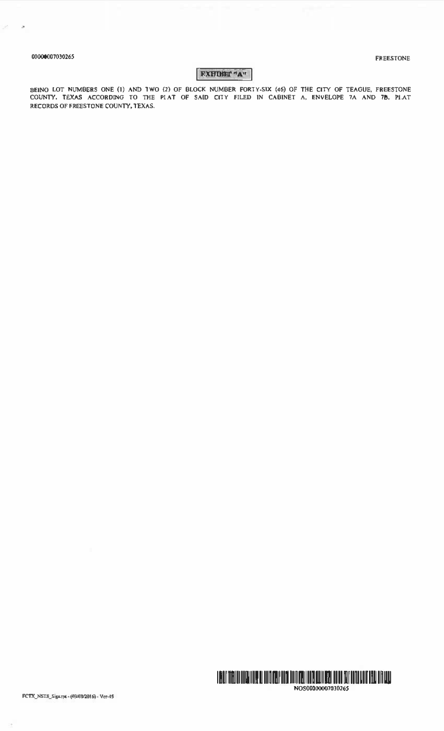00000007030265 FREESTONE

**EXHIBIT "A"**

BEING LOT NUMBERS ONE (1) AND TWO (2) OF BLOCK NUMBER FORTY-SIX (46) OF THE CITY OF TEAGUE, FREESTONE COUNTY, TEXAS ACCORDING TO THE PLAT OF SAID CITY FILED IN CABINET A, ENVELOPE 7A AND 7B, PLAT RECORDS OF FREESTONE COUNTY, TEXAS.

NOS00000007030265

FCTX_NSTS_Sigs.rpt - (03/08/2016) - Ver-45